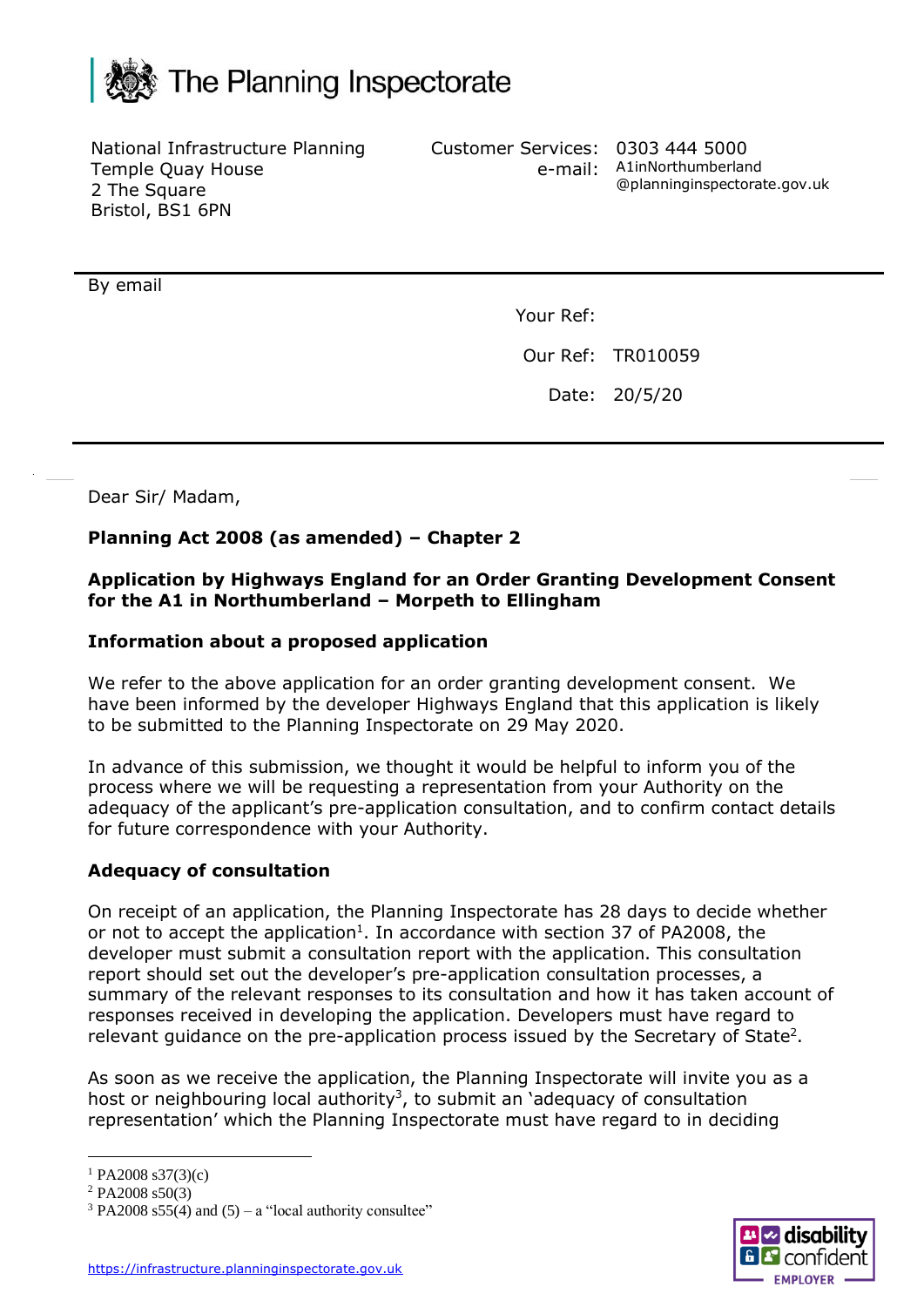The Planning Inspectorate

National Infrastructure Planning
Temple Quay House
2 The Square
Bristol, BS1 6PN

Customer Services: 0303 444 5000
e-mail: A1inNorthumberland@planninginspectorate.gov.uk

By email

Your Ref:

Our Ref: TR010059

Date: 20/5/20

Dear Sir/ Madam,

**Planning Act 2008 (as amended) – Chapter 2**

**Application by Highways England for an Order Granting Development Consent for the A1 in Northumberland – Morpeth to Ellingham**

**Information about a proposed application**

We refer to the above application for an order granting development consent. We have been informed by the developer Highways England that this application is likely to be submitted to the Planning Inspectorate on 29 May 2020.

In advance of this submission, we thought it would be helpful to inform you of the process where we will be requesting a representation from your Authority on the adequacy of the applicant's pre-application consultation, and to confirm contact details for future correspondence with your Authority.

**Adequacy of consultation**

On receipt of an application, the Planning Inspectorate has 28 days to decide whether or not to accept the application[1]. In accordance with section 37 of PA2008, the developer must submit a consultation report with the application. This consultation report should set out the developer's pre-application consultation processes, a summary of the relevant responses to its consultation and how it has taken account of responses received in developing the application. Developers must have regard to relevant guidance on the pre-application process issued by the Secretary of State[2].

As soon as we receive the application, the Planning Inspectorate will invite you as a host or neighbouring local authority[3], to submit an 'adequacy of consultation representation' which the Planning Inspectorate must have regard to in deciding

[1] PA2008 s37(3)(c)
[2] PA2008 s50(3)
[3] PA2008 s55(4) and (5) – a "local authority consultee"

https://infrastructure.planninginspectorate.gov.uk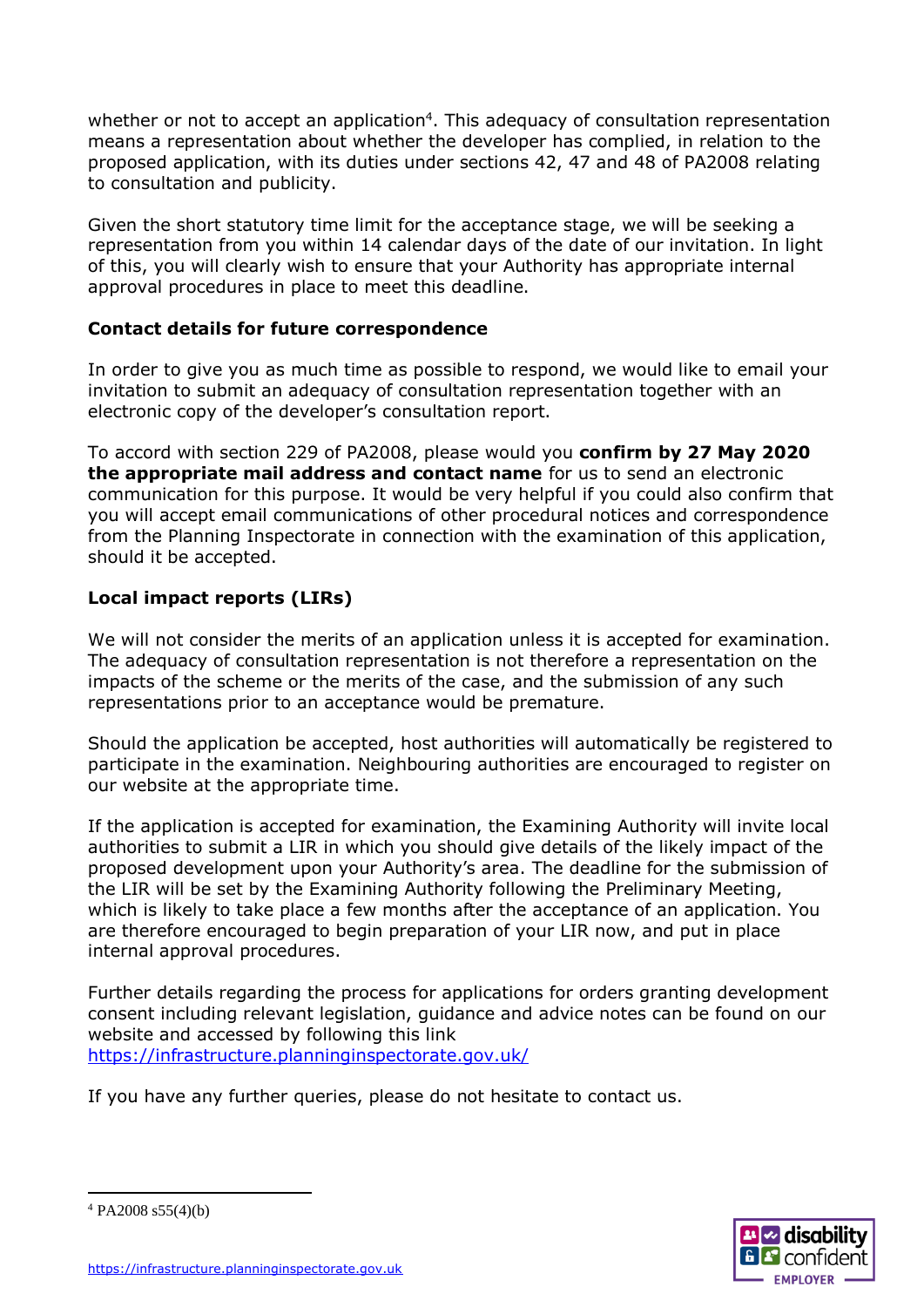whether or not to accept an application[4]. This adequacy of consultation representation means a representation about whether the developer has complied, in relation to the proposed application, with its duties under sections 42, 47 and 48 of PA2008 relating to consultation and publicity.

Given the short statutory time limit for the acceptance stage, we will be seeking a representation from you within 14 calendar days of the date of our invitation. In light of this, you will clearly wish to ensure that your Authority has appropriate internal approval procedures in place to meet this deadline.

**Contact details for future correspondence**

In order to give you as much time as possible to respond, we would like to email your invitation to submit an adequacy of consultation representation together with an electronic copy of the developer's consultation report.

To accord with section 229 of PA2008, please would you **confirm by 27 May 2020 the appropriate mail address and contact name** for us to send an electronic communication for this purpose. It would be very helpful if you could also confirm that you will accept email communications of other procedural notices and correspondence from the Planning Inspectorate in connection with the examination of this application, should it be accepted.

**Local impact reports (LIRs)**

We will not consider the merits of an application unless it is accepted for examination. The adequacy of consultation representation is not therefore a representation on the impacts of the scheme or the merits of the case, and the submission of any such representations prior to an acceptance would be premature.

Should the application be accepted, host authorities will automatically be registered to participate in the examination. Neighbouring authorities are encouraged to register on our website at the appropriate time.

If the application is accepted for examination, the Examining Authority will invite local authorities to submit a LIR in which you should give details of the likely impact of the proposed development upon your Authority's area. The deadline for the submission of the LIR will be set by the Examining Authority following the Preliminary Meeting, which is likely to take place a few months after the acceptance of an application. You are therefore encouraged to begin preparation of your LIR now, and put in place internal approval procedures.

Further details regarding the process for applications for orders granting development consent including relevant legislation, guidance and advice notes can be found on our website and accessed by following this link
https://infrastructure.planninginspectorate.gov.uk/

If you have any further queries, please do not hesitate to contact us.

---

[4] PA2008 s55(4)(b)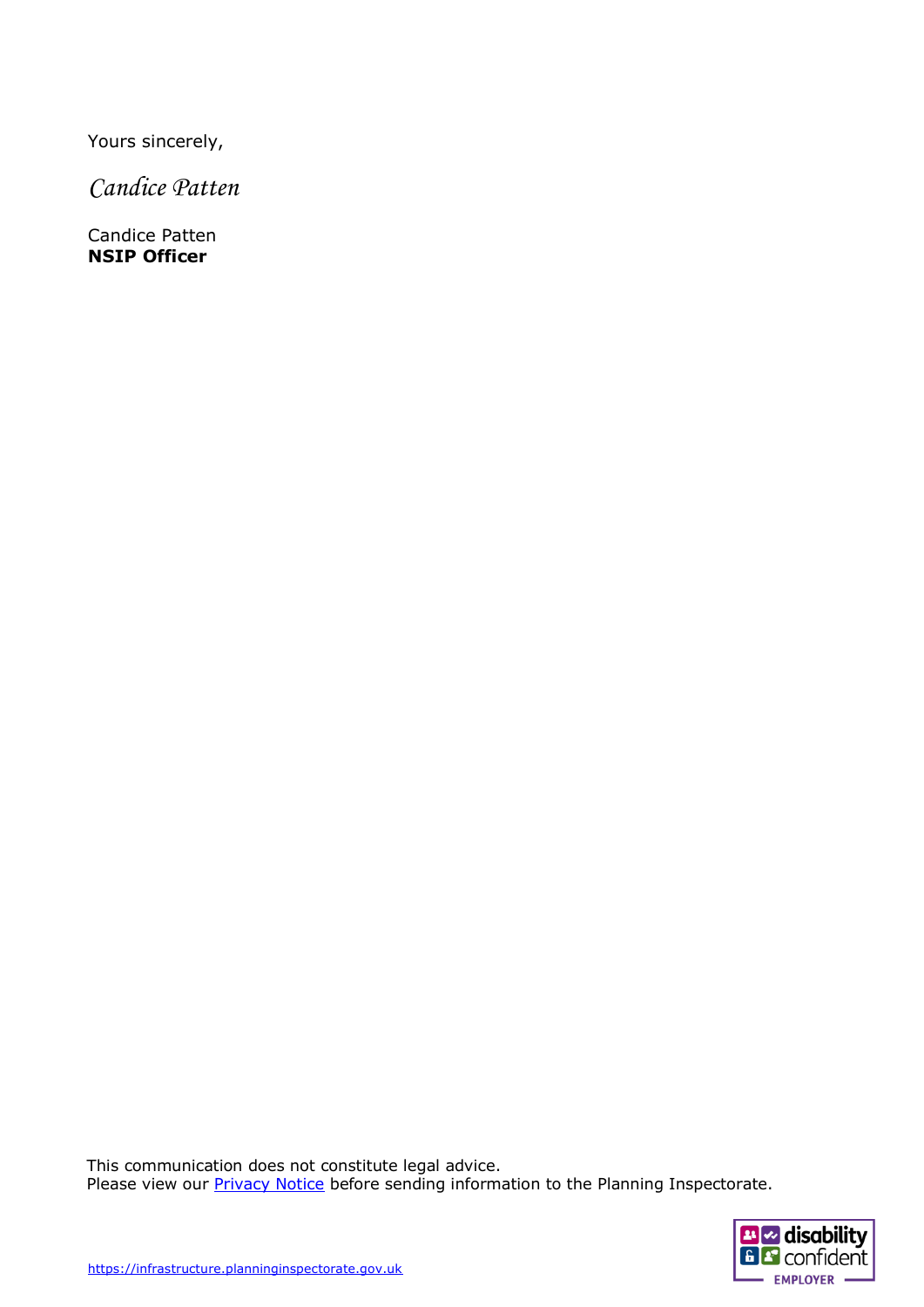Yours sincerely,

*Candice Patten*

Candice Patten
**NSIP Officer**

This communication does not constitute legal advice.
Please view our [Privacy Notice] before sending information to the Planning Inspectorate.

https://infrastructure.planninginspectorate.gov.uk